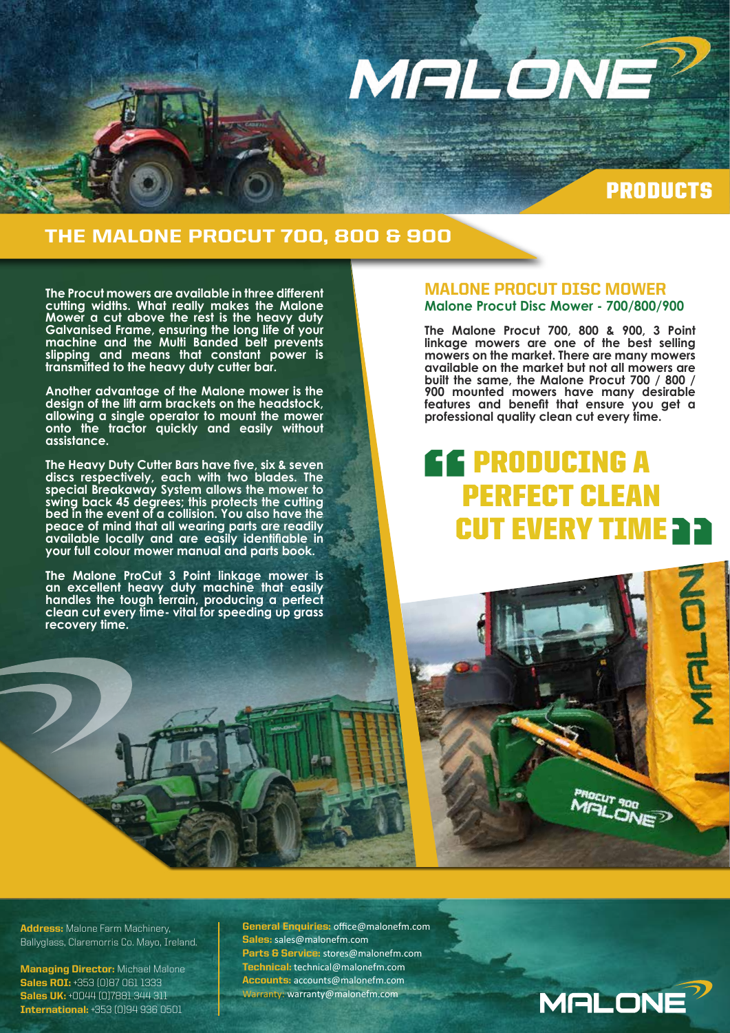# MALONE

## PRODUCTS

## THE MALONE PROCUT 700, 800 & 900

The Procut mowers are available in three different cutting widths. What really makes the Malone Mower a cut above the rest is the heavy duty Galvanised Frame, ensuring the long life of your machine and the Multi Banded belt prevents slipping and means that constant power is transmitted to the heavy duty cutter bar.

Another advantage of the Malone mower is the design of the lift arm brackets on the headstock, allowing a single operator to mount the mower onto the tractor quickly and easily without assistance.

The Heavy Duty Cutter Bars have five, six & seven discs respectively, each with two blades. The special Breakaway System allows the mower to swing back 45 degrees; this protects the cutting bed in the event of a collision. You also have the peace of mind that all wearing parts are readily available locally and are easily identifiable in your full colour mower manual and parts book.

The Malone ProCut 3 Point linkage mower is an excellent heavy duty machine that easily handles the tough terrain, producing a perfect clean cut every time- vital for speeding up grass recovery time.

### MALONE PROCUT DISC MOWER

**Malone Procut Disc Mower - 700/800/900**

The Malone Procut 700, 800 & 900, 3 Point linkage mowers are one of the best selling mowers on the market. There are many mowers available on the market but not all mowers are built the same, the Malone Procut 700 / 800 / 900 mounted mowers have many desirable features and benefit that ensure you get a professional quality clean cut every time.

> **“PRODUCING A PERFECT CLEAN CUT EVERY TIME”**

**Address:** Malone Farm Machinery, Ballyglass, Claremorris Co. Mayo, Ireland.

**Managing Director:** Michael Malone
**Sales ROI:** +353 (0)87 061 1333
**Sales UK:** +0044 (0)7881 344 311
**International:** +353 (0)94 936 0501

**General Enquiries:** office@malonefm.com
**Sales:** sales@malonefm.com
**Parts & Service:** stores@malonefm.com
**Technical:** technical@malonefm.com
**Accounts:** accounts@malonefm.com
**Warranty:** warranty@malonefm.com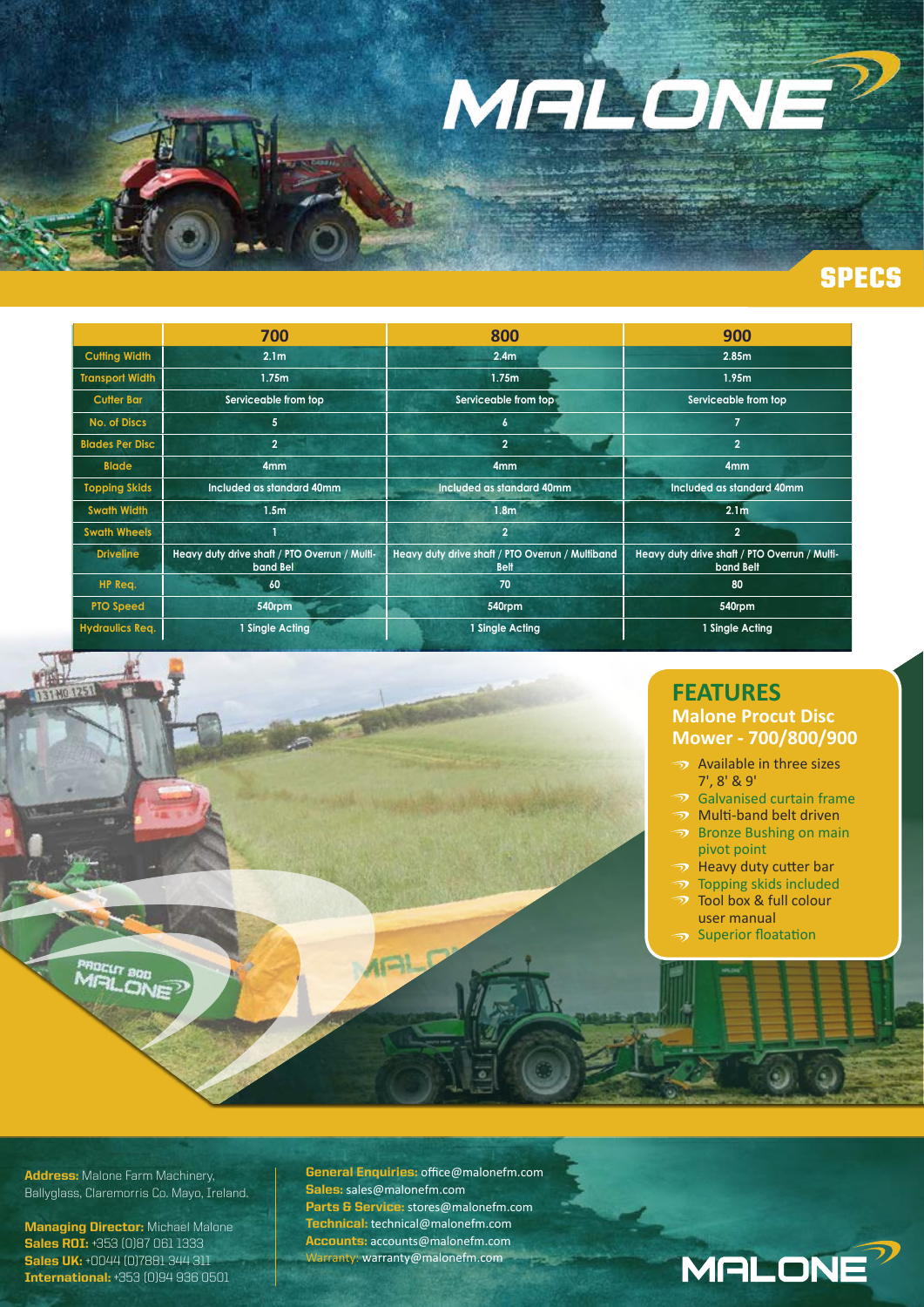# MALONE

## SPECS

| | 700 | 800 | 900 |
|---|---|---|---|
| Cutting Width | 2.1m | 2.4m | 2.85m |
| Transport Width | 1.75m | 1.75m | 1.95m |
| Cutter Bar | Serviceable from top | Serviceable from top | Serviceable from top |
| No. of Discs | 5 | 6 | 7 |
| Blades Per Disc | 2 | 2 | 2 |
| Blade | 4mm | 4mm | 4mm |
| Topping Skids | Included as standard 40mm | Included as standard 40mm | Included as standard 40mm |
| Swath Width | 1.5m | 1.8m | 2.1m |
| Swath Wheels | 1 | 2 | 2 |
| Driveline | Heavy duty drive shaft / PTO Overrun / Multi-band Bel | Heavy duty drive shaft / PTO Overrun / Multiband Belt | Heavy duty drive shaft / PTO Overrun / Multi-band Belt |
| HP Req. | 60 | 70 | 80 |
| PTO Speed | 540rpm | 540rpm | 540rpm |
| Hydraulics Req. | 1 Single Acting | 1 Single Acting | 1 Single Acting |

## FEATURES

### Malone Procut Disc Mower - 700/800/900

- Available in three sizes 7', 8' & 9'
- Galvanised curtain frame
- Multi-band belt driven
- Bronze Bushing on main pivot point
- Heavy duty cutter bar
- Topping skids included
- Tool box & full colour user manual
- Superior floatation

**Address:** Malone Farm Machinery, Ballyglass, Claremorris Co. Mayo, Ireland.

**Managing Director:** Michael Malone
**Sales ROI:** +353 (0)87 061 1333
**Sales UK:** +0044 (0)7881 344 311
**International:** +353 (0)94 936 0501

**General Enquiries:** office@malonefm.com
**Sales:** sales@malonefm.com
**Parts & Service:** stores@malonefm.com
**Technical:** technical@malonefm.com
**Accounts:** accounts@malonefm.com
**Warranty:** warranty@malonefm.com

MALONE